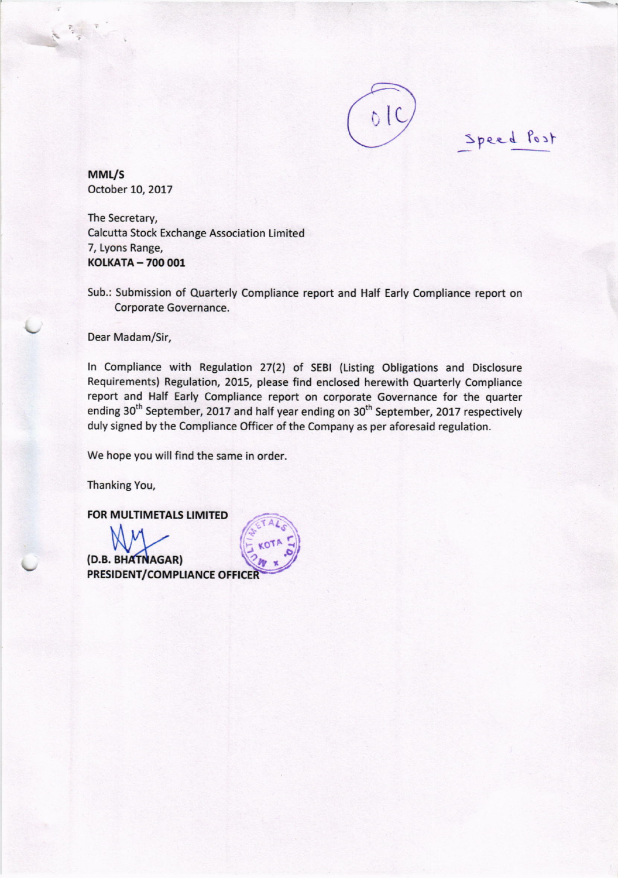OIC

Speed Post

**MML/S**
October 10, 2017

The Secretary,
Calcutta Stock Exchange Association Limited
7, Lyons Range,
**KOLKATA – 700 001**

Sub.: Submission of Quarterly Compliance report and Half Early Compliance report on Corporate Governance.

Dear Madam/Sir,

In Compliance with Regulation 27(2) of SEBI (Listing Obligations and Disclosure Requirements) Regulation, 2015, please find enclosed herewith Quarterly Compliance report and Half Early Compliance report on corporate Governance for the quarter ending 30th September, 2017 and half year ending on 30th September, 2017 respectively duly signed by the Compliance Officer of the Company as per aforesaid regulation.

We hope you will find the same in order.

Thanking You,

**FOR MULTIMETALS LIMITED**

**(D.B. BHATNAGAR)**
**PRESIDENT/COMPLIANCE OFFICER**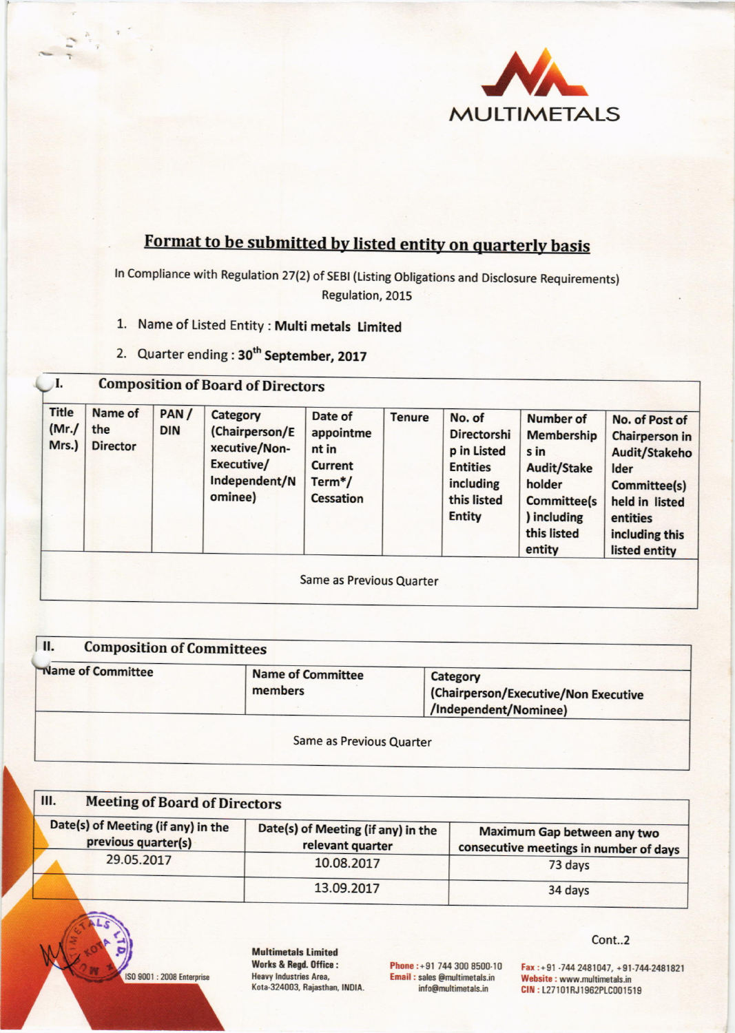MULTIMETALS

## Format to be submitted by listed entity on quarterly basis

In Compliance with Regulation 27(2) of SEBI (Listing Obligations and Disclosure Requirements) Regulation, 2015

1. Name of Listed Entity : **Multi metals Limited**
2. Quarter ending : **30th September, 2017**

### I. Composition of Board of Directors

| Title (Mr./ Mrs.) | Name of the Director | PAN / DIN | Category (Chairperson/Executive/Non-Executive/ Independent/Nominee) | Date of appointment in Current Term*/ Cessation | Tenure | No. of Directorship in Listed Entities including this listed Entity | Number of Memberships in Audit/Stakeholder Committee(s) including this listed entity | No. of Post of Chairperson in Audit/Stakeholder Committee(s) held in listed entities including this listed entity |
|---|---|---|---|---|---|---|---|---|
| Same as Previous Quarter | | | | | | | | |

### II. Composition of Committees

| Name of Committee | Name of Committee members | Category (Chairperson/Executive/Non Executive /Independent/Nominee) |
|---|---|---|
| Same as Previous Quarter | | |

### III. Meeting of Board of Directors

| Date(s) of Meeting (if any) in the previous quarter(s) | Date(s) of Meeting (if any) in the relevant quarter | Maximum Gap between any two consecutive meetings in number of days |
|---|---|---|
| 29.05.2017 | 10.08.2017 | 73 days |
| | 13.09.2017 | 34 days |

Cont..2

**Multimetals Limited**
**Works & Regd. Office :**
Heavy Industries Area,
Kota-324003, Rajasthan, INDIA.

Phone : +91 744 300 8500-10
Email : sales @multimetals.in
info@multimetals.in

Fax : +91 -744 2481047, +91-744-2481821
Website : www.multimetals.in
CIN : L27101RJ1962PLC001519

ISO 9001 : 2008 Enterprise